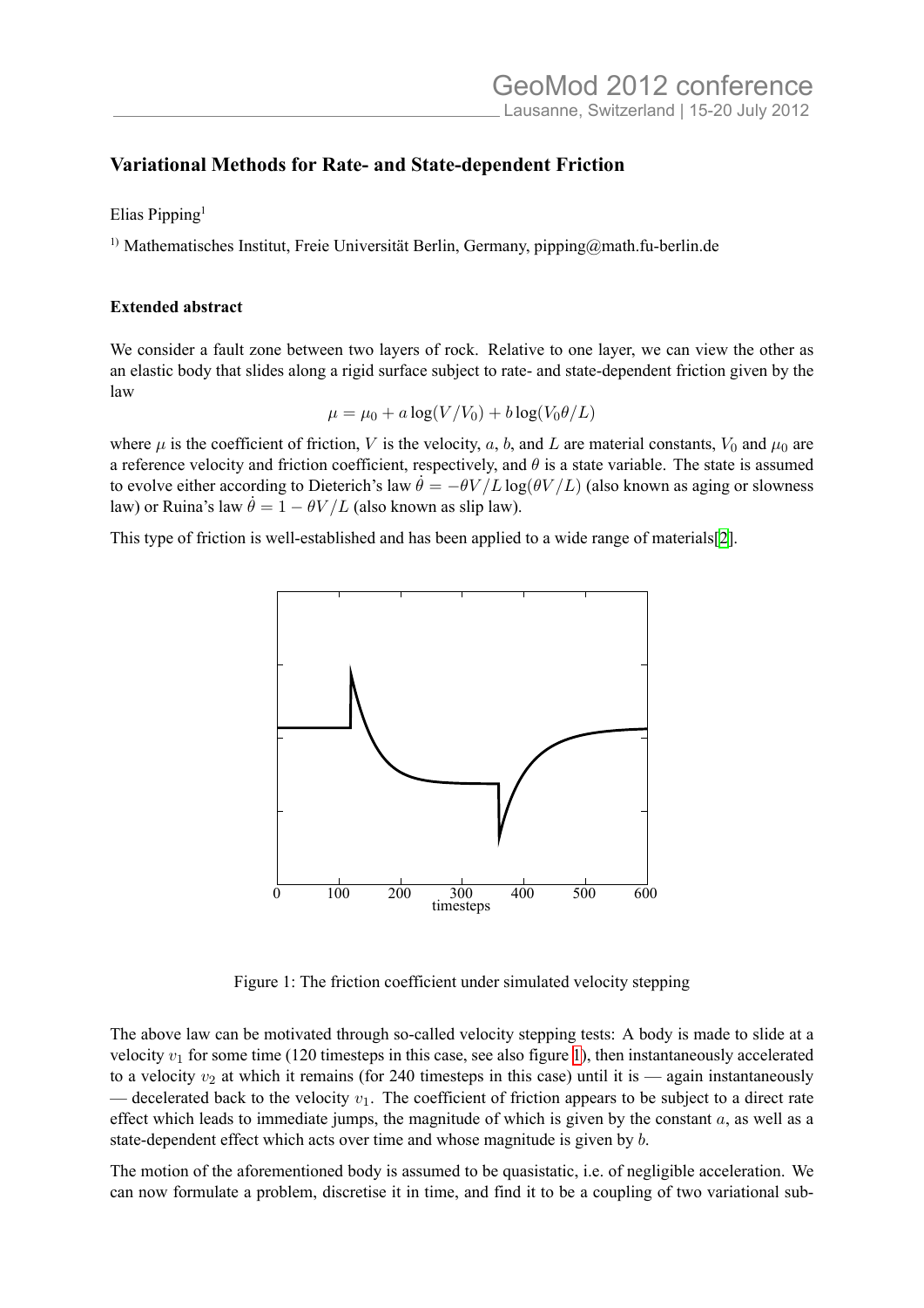# Variational Methods for Rate- and State-dependent Friction

Elias Pipping[1]

[1] Mathematisches Institut, Freie Universität Berlin, Germany, pipping@math.fu-berlin.de

### Extended abstract

We consider a fault zone between two layers of rock. Relative to one layer, we can view the other as an elastic body that slides along a rigid surface subject to rate- and state-dependent friction given by the law

$$\mu = \mu_0 + a \log(V/V_0) + b \log(V_0 \theta / L)$$

where $\mu$ is the coefficient of friction, $V$ is the velocity, $a$, $b$, and $L$ are material constants, $V_0$ and $\mu_0$ are a reference velocity and friction coefficient, respectively, and $\theta$ is a state variable. The state is assumed to evolve either according to Dieterich's law $\dot{\theta} = -\theta V/L \log(\theta V/L)$ (also known as aging or slowness law) or Ruina's law $\dot{\theta} = 1 - \theta V/L$ (also known as slip law).

This type of friction is well-established and has been applied to a wide range of materials[2].

Figure 1: The friction coefficient under simulated velocity stepping

The above law can be motivated through so-called velocity stepping tests: A body is made to slide at a velocity $v_1$ for some time (120 timesteps in this case, see also figure 1), then instantaneously accelerated to a velocity $v_2$ at which it remains (for 240 timesteps in this case) until it is — again instantaneously — decelerated back to the velocity $v_1$. The coefficient of friction appears to be subject to a direct rate effect which leads to immediate jumps, the magnitude of which is given by the constant $a$, as well as a state-dependent effect which acts over time and whose magnitude is given by $b$.

The motion of the aforementioned body is assumed to be quasistatic, i.e. of negligible acceleration. We can now formulate a problem, discretise it in time, and find it to be a coupling of two variational sub-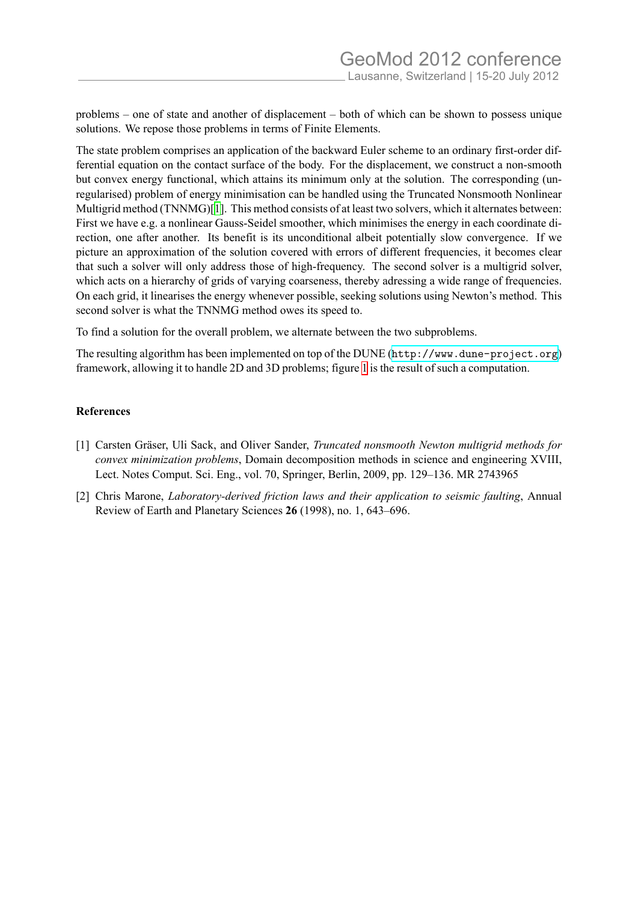problems – one of state and another of displacement – both of which can be shown to possess unique solutions. We repose those problems in terms of Finite Elements.

The state problem comprises an application of the backward Euler scheme to an ordinary first-order differential equation on the contact surface of the body. For the displacement, we construct a non-smooth but convex energy functional, which attains its minimum only at the solution. The corresponding (unregularised) problem of energy minimisation can be handled using the Truncated Nonsmooth Nonlinear Multigrid method (TNNMG)[1]. This method consists of at least two solvers, which it alternates between: First we have e.g. a nonlinear Gauss-Seidel smoother, which minimises the energy in each coordinate direction, one after another. Its benefit is its unconditional albeit potentially slow convergence. If we picture an approximation of the solution covered with errors of different frequencies, it becomes clear that such a solver will only address those of high-frequency. The second solver is a multigrid solver, which acts on a hierarchy of grids of varying coarseness, thereby adressing a wide range of frequencies. On each grid, it linearises the energy whenever possible, seeking solutions using Newton's method. This second solver is what the TNNMG method owes its speed to.

To find a solution for the overall problem, we alternate between the two subproblems.

The resulting algorithm has been implemented on top of the DUNE (`http://www.dune-project.org`) framework, allowing it to handle 2D and 3D problems; figure 1 is the result of such a computation.

### References

[1] Carsten Gräser, Uli Sack, and Oliver Sander, *Truncated nonsmooth Newton multigrid methods for convex minimization problems*, Domain decomposition methods in science and engineering XVIII, Lect. Notes Comput. Sci. Eng., vol. 70, Springer, Berlin, 2009, pp. 129–136. MR 2743965

[2] Chris Marone, *Laboratory-derived friction laws and their application to seismic faulting*, Annual Review of Earth and Planetary Sciences **26** (1998), no. 1, 643–696.